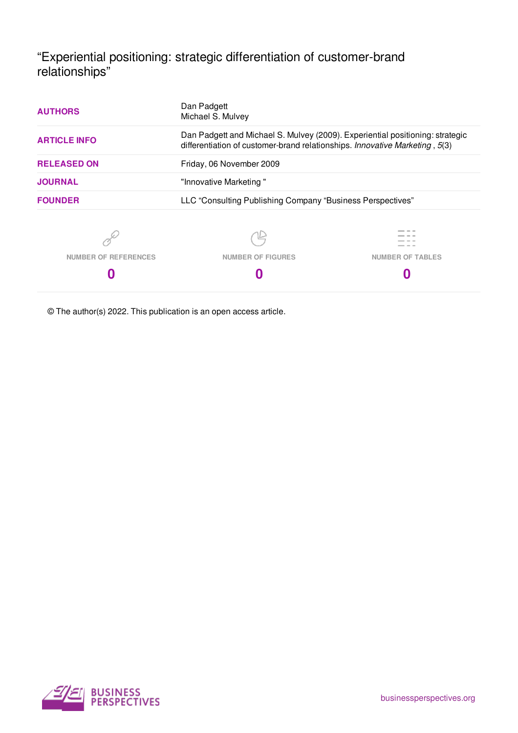# "Experiential positioning: strategic differentiation of customer-brand relationships"

| | |
|---|---|
| **AUTHORS** | Dan Padgett<br>Michael S. Mulvey |
| **ARTICLE INFO** | Dan Padgett and Michael S. Mulvey (2009). Experiential positioning: strategic differentiation of customer-brand relationships. *Innovative Marketing* , *5*(3) |
| **RELEASED ON** | Friday, 06 November 2009 |
| **JOURNAL** | "Innovative Marketing " |
| **FOUNDER** | LLC "Consulting Publishing Company "Business Perspectives" |

| NUMBER OF REFERENCES | NUMBER OF FIGURES | NUMBER OF TABLES |
|---|---|---|
| 0 | 0 | 0 |

© The author(s) 2022. This publication is an open access article.

BUSINESS PERSPECTIVES

businessperspectives.org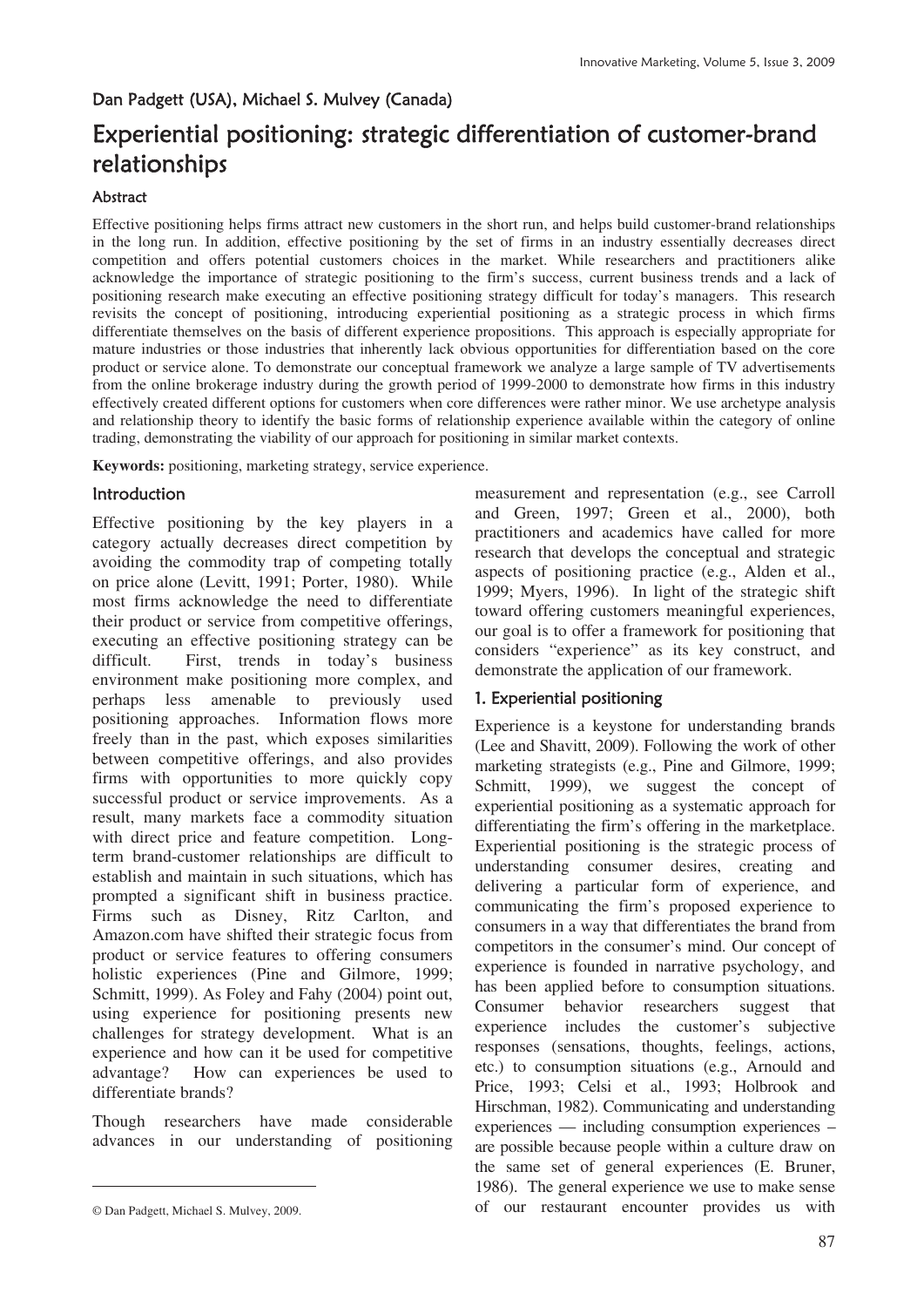Dan Padgett (USA), Michael S. Mulvey (Canada)

# Experiential positioning: strategic differentiation of customer-brand relationships

### Abstract

Effective positioning helps firms attract new customers in the short run, and helps build customer-brand relationships in the long run. In addition, effective positioning by the set of firms in an industry essentially decreases direct competition and offers potential customers choices in the market. While researchers and practitioners alike acknowledge the importance of strategic positioning to the firm's success, current business trends and a lack of positioning research make executing an effective positioning strategy difficult for today's managers. This research revisits the concept of positioning, introducing experiential positioning as a strategic process in which firms differentiate themselves on the basis of different experience propositions. This approach is especially appropriate for mature industries or those industries that inherently lack obvious opportunities for differentiation based on the core product or service alone. To demonstrate our conceptual framework we analyze a large sample of TV advertisements from the online brokerage industry during the growth period of 1999-2000 to demonstrate how firms in this industry effectively created different options for customers when core differences were rather minor. We use archetype analysis and relationship theory to identify the basic forms of relationship experience available within the category of online trading, demonstrating the viability of our approach for positioning in similar market contexts.

**Keywords:** positioning, marketing strategy, service experience.

## Introduction

Effective positioning by the key players in a category actually decreases direct competition by avoiding the commodity trap of competing totally on price alone (Levitt, 1991; Porter, 1980). While most firms acknowledge the need to differentiate their product or service from competitive offerings, executing an effective positioning strategy can be difficult. First, trends in today's business environment make positioning more complex, and perhaps less amenable to previously used positioning approaches. Information flows more freely than in the past, which exposes similarities between competitive offerings, and also provides firms with opportunities to more quickly copy successful product or service improvements. As a result, many markets face a commodity situation with direct price and feature competition. Long-term brand-customer relationships are difficult to establish and maintain in such situations, which has prompted a significant shift in business practice. Firms such as Disney, Ritz Carlton, and Amazon.com have shifted their strategic focus from product or service features to offering consumers holistic experiences (Pine and Gilmore, 1999; Schmitt, 1999). As Foley and Fahy (2004) point out, using experience for positioning presents new challenges for strategy development. What is an experience and how can it be used for competitive advantage? How can experiences be used to differentiate brands?

Though researchers have made considerable advances in our understanding of positioning measurement and representation (e.g., see Carroll and Green, 1997; Green et al., 2000), both practitioners and academics have called for more research that develops the conceptual and strategic aspects of positioning practice (e.g., Alden et al., 1999; Myers, 1996). In light of the strategic shift toward offering customers meaningful experiences, our goal is to offer a framework for positioning that considers "experience" as its key construct, and demonstrate the application of our framework.

## 1. Experiential positioning

Experience is a keystone for understanding brands (Lee and Shavitt, 2009). Following the work of other marketing strategists (e.g., Pine and Gilmore, 1999; Schmitt, 1999), we suggest the concept of experiential positioning as a systematic approach for differentiating the firm's offering in the marketplace. Experiential positioning is the strategic process of understanding consumer desires, creating and delivering a particular form of experience, and communicating the firm's proposed experience to consumers in a way that differentiates the brand from competitors in the consumer's mind. Our concept of experience is founded in narrative psychology, and has been applied before to consumption situations. Consumer behavior researchers suggest that experience includes the customer's subjective responses (sensations, thoughts, feelings, actions, etc.) to consumption situations (e.g., Arnould and Price, 1993; Celsi et al., 1993; Holbrook and Hirschman, 1982). Communicating and understanding experiences — including consumption experiences – are possible because people within a culture draw on the same set of general experiences (E. Bruner, 1986). The general experience we use to make sense of our restaurant encounter provides us with

© Dan Padgett, Michael S. Mulvey, 2009.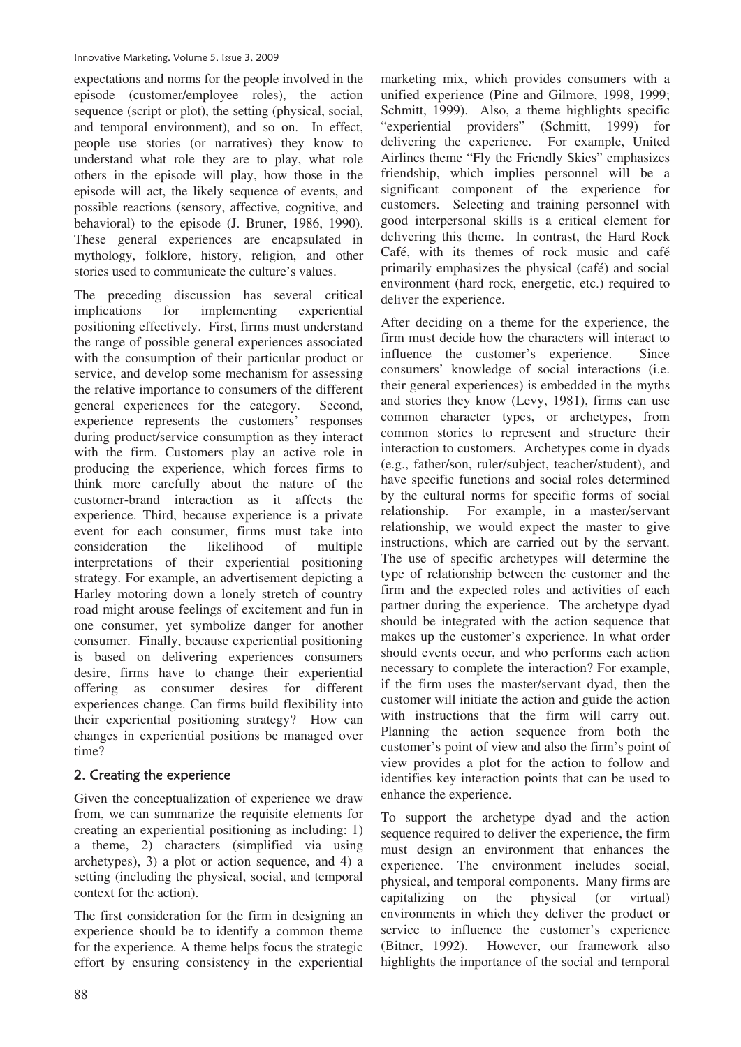expectations and norms for the people involved in the episode (customer/employee roles), the action sequence (script or plot), the setting (physical, social, and temporal environment), and so on. In effect, people use stories (or narratives) they know to understand what role they are to play, what role others in the episode will play, how those in the episode will act, the likely sequence of events, and possible reactions (sensory, affective, cognitive, and behavioral) to the episode (J. Bruner, 1986, 1990). These general experiences are encapsulated in mythology, folklore, history, religion, and other stories used to communicate the culture's values.

The preceding discussion has several critical implications for implementing experiential positioning effectively. First, firms must understand the range of possible general experiences associated with the consumption of their particular product or service, and develop some mechanism for assessing the relative importance to consumers of the different general experiences for the category. Second, experience represents the customers' responses during product/service consumption as they interact with the firm. Customers play an active role in producing the experience, which forces firms to think more carefully about the nature of the customer-brand interaction as it affects the experience. Third, because experience is a private event for each consumer, firms must take into consideration the likelihood of multiple interpretations of their experiential positioning strategy. For example, an advertisement depicting a Harley motoring down a lonely stretch of country road might arouse feelings of excitement and fun in one consumer, yet symbolize danger for another consumer. Finally, because experiential positioning is based on delivering experiences consumers desire, firms have to change their experiential offering as consumer desires for different experiences change. Can firms build flexibility into their experiential positioning strategy? How can changes in experiential positions be managed over time?

## 2. Creating the experience

Given the conceptualization of experience we draw from, we can summarize the requisite elements for creating an experiential positioning as including: 1) a theme, 2) characters (simplified via using archetypes), 3) a plot or action sequence, and 4) a setting (including the physical, social, and temporal context for the action).

The first consideration for the firm in designing an experience should be to identify a common theme for the experience. A theme helps focus the strategic effort by ensuring consistency in the experiential marketing mix, which provides consumers with a unified experience (Pine and Gilmore, 1998, 1999; Schmitt, 1999). Also, a theme highlights specific "experiential providers" (Schmitt, 1999) for delivering the experience. For example, United Airlines theme "Fly the Friendly Skies" emphasizes friendship, which implies personnel will be a significant component of the experience for customers. Selecting and training personnel with good interpersonal skills is a critical element for delivering this theme. In contrast, the Hard Rock Café, with its themes of rock music and café primarily emphasizes the physical (café) and social environment (hard rock, energetic, etc.) required to deliver the experience.

After deciding on a theme for the experience, the firm must decide how the characters will interact to influence the customer's experience. Since consumers' knowledge of social interactions (i.e. their general experiences) is embedded in the myths and stories they know (Levy, 1981), firms can use common character types, or archetypes, from common stories to represent and structure their interaction to customers. Archetypes come in dyads (e.g., father/son, ruler/subject, teacher/student), and have specific functions and social roles determined by the cultural norms for specific forms of social relationship. For example, in a master/servant relationship, we would expect the master to give instructions, which are carried out by the servant. The use of specific archetypes will determine the type of relationship between the customer and the firm and the expected roles and activities of each partner during the experience. The archetype dyad should be integrated with the action sequence that makes up the customer's experience. In what order should events occur, and who performs each action necessary to complete the interaction? For example, if the firm uses the master/servant dyad, then the customer will initiate the action and guide the action with instructions that the firm will carry out. Planning the action sequence from both the customer's point of view and also the firm's point of view provides a plot for the action to follow and identifies key interaction points that can be used to enhance the experience.

To support the archetype dyad and the action sequence required to deliver the experience, the firm must design an environment that enhances the experience. The environment includes social, physical, and temporal components. Many firms are capitalizing on the physical (or virtual) environments in which they deliver the product or service to influence the customer's experience (Bitner, 1992). However, our framework also highlights the importance of the social and temporal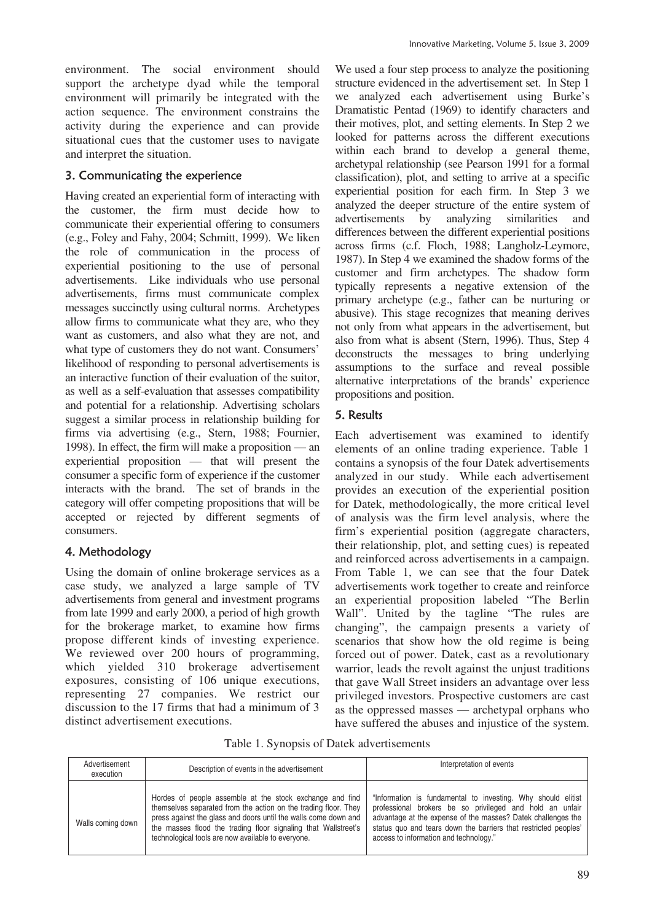environment. The social environment should support the archetype dyad while the temporal environment will primarily be integrated with the action sequence. The environment constrains the activity during the experience and can provide situational cues that the customer uses to navigate and interpret the situation.

## 3. Communicating the experience

Having created an experiential form of interacting with the customer, the firm must decide how to communicate their experiential offering to consumers (e.g., Foley and Fahy, 2004; Schmitt, 1999). We liken the role of communication in the process of experiential positioning to the use of personal advertisements. Like individuals who use personal advertisements, firms must communicate complex messages succinctly using cultural norms. Archetypes allow firms to communicate what they are, who they want as customers, and also what they are not, and what type of customers they do not want. Consumers' likelihood of responding to personal advertisements is an interactive function of their evaluation of the suitor, as well as a self-evaluation that assesses compatibility and potential for a relationship. Advertising scholars suggest a similar process in relationship building for firms via advertising (e.g., Stern, 1988; Fournier, 1998). In effect, the firm will make a proposition — an experiential proposition — that will present the consumer a specific form of experience if the customer interacts with the brand. The set of brands in the category will offer competing propositions that will be accepted or rejected by different segments of consumers.

## 4. Methodology

Using the domain of online brokerage services as a case study, we analyzed a large sample of TV advertisements from general and investment programs from late 1999 and early 2000, a period of high growth for the brokerage market, to examine how firms propose different kinds of investing experience. We reviewed over 200 hours of programming, which yielded 310 brokerage advertisement exposures, consisting of 106 unique executions, representing 27 companies. We restrict our discussion to the 17 firms that had a minimum of 3 distinct advertisement executions.

We used a four step process to analyze the positioning structure evidenced in the advertisement set. In Step 1 we analyzed each advertisement using Burke's Dramatistic Pentad (1969) to identify characters and their motives, plot, and setting elements. In Step 2 we looked for patterns across the different executions within each brand to develop a general theme, archetypal relationship (see Pearson 1991 for a formal classification), plot, and setting to arrive at a specific experiential position for each firm. In Step 3 we analyzed the deeper structure of the entire system of advertisements by analyzing similarities and differences between the different experiential positions across firms (c.f. Floch, 1988; Langholz-Leymore, 1987). In Step 4 we examined the shadow forms of the customer and firm archetypes. The shadow form typically represents a negative extension of the primary archetype (e.g., father can be nurturing or abusive). This stage recognizes that meaning derives not only from what appears in the advertisement, but also from what is absent (Stern, 1996). Thus, Step 4 deconstructs the messages to bring underlying assumptions to the surface and reveal possible alternative interpretations of the brands' experience propositions and position.

## 5. Results

Each advertisement was examined to identify elements of an online trading experience. Table 1 contains a synopsis of the four Datek advertisements analyzed in our study. While each advertisement provides an execution of the experiential position for Datek, methodologically, the more critical level of analysis was the firm level analysis, where the firm's experiential position (aggregate characters, their relationship, plot, and setting cues) is repeated and reinforced across advertisements in a campaign. From Table 1, we can see that the four Datek advertisements work together to create and reinforce an experiential proposition labeled "The Berlin Wall". United by the tagline "The rules are changing", the campaign presents a variety of scenarios that show how the old regime is being forced out of power. Datek, cast as a revolutionary warrior, leads the revolt against the unjust traditions that gave Wall Street insiders an advantage over less privileged investors. Prospective customers are cast as the oppressed masses — archetypal orphans who have suffered the abuses and injustice of the system.

Table 1. Synopsis of Datek advertisements

| Advertisement execution | Description of events in the advertisement | Interpretation of events |
|---|---|---|
| Walls coming down | Hordes of people assemble at the stock exchange and find themselves separated from the action on the trading floor. They press against the glass and doors until the walls come down and the masses flood the trading floor signaling that Wallstreet's technological tools are now available to everyone. | "Information is fundamental to investing. Why should elitist professional brokers be so privileged and hold an unfair advantage at the expense of the masses? Datek challenges the status quo and tears down the barriers that restricted peoples' access to information and technology." |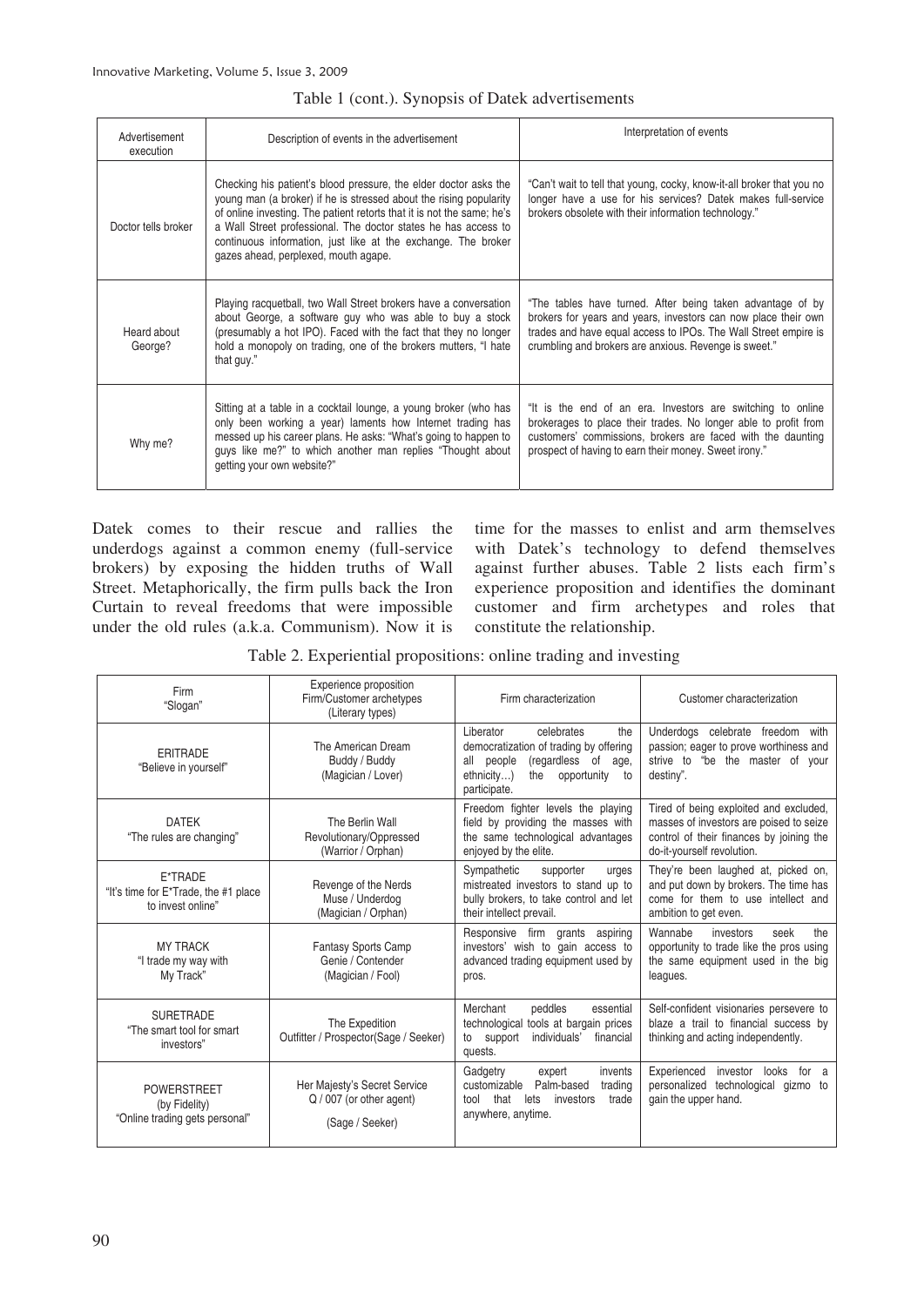Table 1 (cont.). Synopsis of Datek advertisements

| Advertisement execution | Description of events in the advertisement | Interpretation of events |
|---|---|---|
| Doctor tells broker | Checking his patient's blood pressure, the elder doctor asks the young man (a broker) if he is stressed about the rising popularity of online investing. The patient retorts that it is not the same; he's a Wall Street professional. The doctor states he has access to continuous information, just like at the exchange. The broker gazes ahead, perplexed, mouth agape. | "Can't wait to tell that young, cocky, know-it-all broker that you no longer have a use for his services? Datek makes full-service brokers obsolete with their information technology." |
| Heard about George? | Playing racquetball, two Wall Street brokers have a conversation about George, a software guy who was able to buy a stock (presumably a hot IPO). Faced with the fact that they no longer hold a monopoly on trading, one of the brokers mutters, "I hate that guy." | "The tables have turned. After being taken advantage of by brokers for years and years, investors can now place their own trades and have equal access to IPOs. The Wall Street empire is crumbling and brokers are anxious. Revenge is sweet." |
| Why me? | Sitting at a table in a cocktail lounge, a young broker (who has only been working a year) laments how Internet trading has messed up his career plans. He asks: "What's going to happen to guys like me?" to which another man replies "Thought about getting your own website?" | "It is the end of an era. Investors are switching to online brokerages to place their trades. No longer able to profit from customers' commissions, brokers are faced with the daunting prospect of having to earn their money. Sweet irony." |

Datek comes to their rescue and rallies the underdogs against a common enemy (full-service brokers) by exposing the hidden truths of Wall Street. Metaphorically, the firm pulls back the Iron Curtain to reveal freedoms that were impossible under the old rules (a.k.a. Communism). Now it is time for the masses to enlist and arm themselves with Datek's technology to defend themselves against further abuses. Table 2 lists each firm's experience proposition and identifies the dominant customer and firm archetypes and roles that constitute the relationship.

Table 2. Experiential propositions: online trading and investing

| Firm "Slogan" | Experience proposition Firm/Customer archetypes (Literary types) | Firm characterization | Customer characterization |
|---|---|---|---|
| ERITRADE "Believe in yourself" | The American Dream Buddy / Buddy (Magician / Lover) | Liberator celebrates the democratization of trading by offering all people (regardless of age, ethnicity…) the opportunity to participate. | Underdogs celebrate freedom with passion; eager to prove worthiness and strive to "be the master of your destiny". |
| DATEK "The rules are changing" | The Berlin Wall Revolutionary/Oppressed (Warrior / Orphan) | Freedom fighter levels the playing field by providing the masses with the same technological advantages enjoyed by the elite. | Tired of being exploited and excluded, masses of investors are poised to seize control of their finances by joining the do-it-yourself revolution. |
| E*TRADE "It's time for E*Trade, the #1 place to invest online" | Revenge of the Nerds Muse / Underdog (Magician / Orphan) | Sympathetic supporter urges mistreated investors to stand up to bully brokers, to take control and let their intellect prevail. | They're been laughed at, picked on, and put down by brokers. The time has come for them to use intellect and ambition to get even. |
| MY TRACK "I trade my way with My Track" | Fantasy Sports Camp Genie / Contender (Magician / Fool) | Responsive firm grants aspiring investors' wish to gain access to advanced trading equipment used by pros. | Wannabe investors seek the opportunity to trade like the pros using the same equipment used in the big leagues. |
| SURETRADE "The smart tool for smart investors" | The Expedition Outfitter / Prospector(Sage / Seeker) | Merchant peddles essential technological tools at bargain prices to support individuals' financial quests. | Self-confident visionaries persevere to blaze a trail to financial success by thinking and acting independently. |
| POWERSTREET (by Fidelity) "Online trading gets personal" | Her Majesty's Secret Service Q / 007 (or other agent) (Sage / Seeker) | Gadgetry expert invents customizable Palm-based trading tool that lets investors trade anywhere, anytime. | Experienced investor looks for a personalized technological gizmo to gain the upper hand. |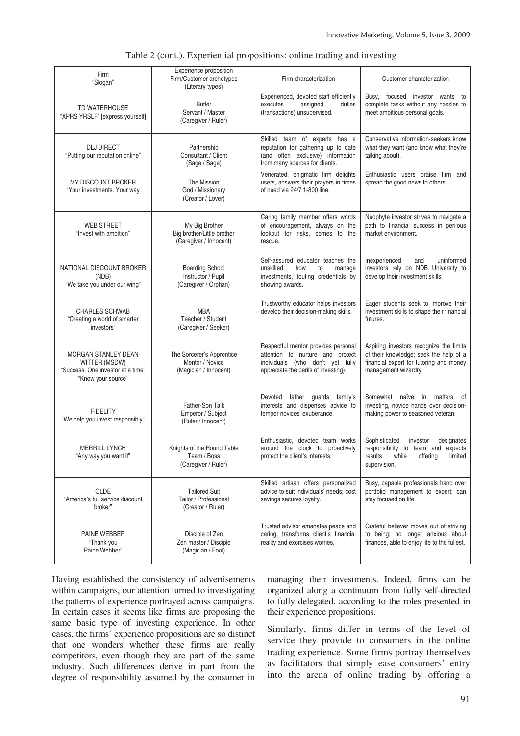Table 2 (cont.). Experiential propositions: online trading and investing

| Firm "Slogan" | Experience proposition Firm/Customer archetypes (Literary types) | Firm characterization | Customer characterization |
|---|---|---|---|
| TD WATERHOUSE "XPRS YRSLF" [express yourself] | Butler Servant / Master (Caregiver / Ruler) | Experienced, devoted staff efficiently executes assigned duties (transactions) unsupervised. | Busy, focused investor wants to complete tasks without any hassles to meet ambitious personal goals. |
| DLJ DIRECT "Putting our reputation online" | Partnership Consultant / Client (Sage / Sage) | Skilled team of experts has a reputation for gathering up to date (and often exclusive) information from many sources for clients. | Conservative information-seekers know what they want (and know what they're talking about). |
| MY DISCOUNT BROKER "Your investments. Your way | The Mission God / Missionary (Creator / Lover) | Venerated, enigmatic firm delights users, answers their prayers in times of need via 24/7 1-800 line. | Enthusiastic users praise firm and spread the good news to others. |
| WEB STREET "Invest with ambition" | My Big Brother Big brother/Little brother (Caregiver / Innocent) | Caring family member offers words of encouragement, always on the lookout for risks, comes to the rescue. | Neophyte investor strives to navigate a path to financial success in perilous market environment. |
| NATIONAL DISCOUNT BROKER (NDB) "We take you under our wing" | Boarding School Instructor / Pupil (Caregiver / Orphan) | Self-assured educator teaches the unskilled how to manage investments, touting credentials by showing awards. | Inexperienced and uninformed investors rely on NDB University to develop their investment skills. |
| CHARLES SCHWAB "Creating a world of smarter investors" | MBA Teacher / Student (Caregiver / Seeker) | Trustworthy educator helps investors develop their decision-making skills. | Eager students seek to improve their investment skills to shape their financial futures. |
| MORGAN STANLEY DEAN WITTER (MSDW) "Success. One investor at a time" "Know your source" | The Sorcerer's Apprentice Mentor / Novice (Magician / Innocent) | Respectful mentor provides personal attention to nurture and protect individuals (who don't yet fully appreciate the perils of investing). | Aspiring investors recognize the limits of their knowledge; seek the help of a financial expert for tutoring and money management wizardry. |
| FIDELITY "We help you invest responsibly" | Father-Son Talk Emperor / Subject (Ruler / Innocent) | Devoted father guards family's interests and dispenses advice to temper novices' exuberance. | Somewhat naïve in matters of investing, novice hands over decision-making power to seasoned veteran. |
| MERRILL LYNCH "Any way you want it" | Knights of the Round Table Team / Boss (Caregiver / Ruler) | Enthusiastic, devoted team works around the clock to proactively protect the client's interests. | Sophisticated investor designates responsibility to team and expects results while offering limited supervision. |
| OLDE "America's full service discount broker" | Tailored Suit Tailor / Professional (Creator / Ruler) | Skilled artisan offers personalized advice to suit individuals' needs; cost savings secures loyalty. | Busy, capable professionals hand over portfolio management to expert; can stay focused on life. |
| PAINE WEBBER "Thank you Paine Webber" | Disciple of Zen Zen master / Disciple (Magician / Fool) | Trusted advisor emanates peace and caring, transforms client's financial reality and exorcises worries. | Grateful believer moves out of striving to being; no longer anxious about finances, able to enjoy life to the fullest. |

Having established the consistency of advertisements within campaigns, our attention turned to investigating the patterns of experience portrayed across campaigns. In certain cases it seems like firms are proposing the same basic type of investing experience. In other cases, the firms' experience propositions are so distinct that one wonders whether these firms are really competitors, even though they are part of the same industry. Such differences derive in part from the degree of responsibility assumed by the consumer in managing their investments. Indeed, firms can be organized along a continuum from fully self-directed to fully delegated, according to the roles presented in their experience propositions.

Similarly, firms differ in terms of the level of service they provide to consumers in the online trading experience. Some firms portray themselves as facilitators that simply ease consumers' entry into the arena of online trading by offering a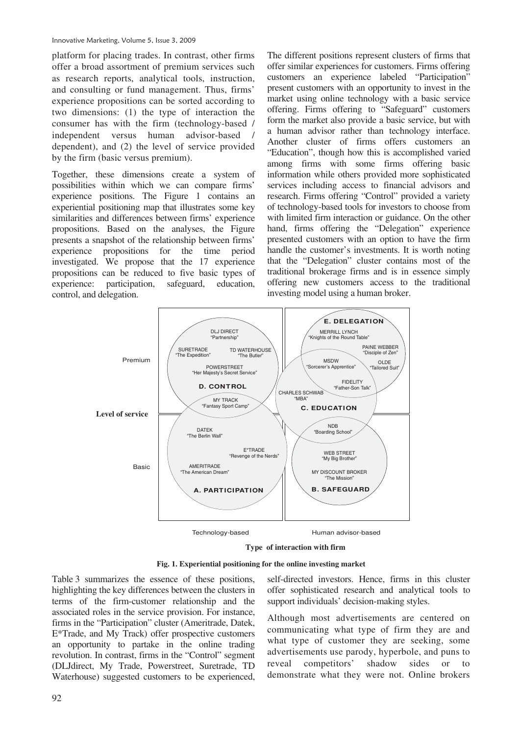platform for placing trades. In contrast, other firms offer a broad assortment of premium services such as research reports, analytical tools, instruction, and consulting or fund management. Thus, firms' experience propositions can be sorted according to two dimensions: (1) the type of interaction the consumer has with the firm (technology-based / independent versus human advisor-based / dependent), and (2) the level of service provided by the firm (basic versus premium).

Together, these dimensions create a system of possibilities within which we can compare firms' experience positions. The Figure 1 contains an experiential positioning map that illustrates some key similarities and differences between firms' experience propositions. Based on the analyses, the Figure presents a snapshot of the relationship between firms' experience propositions for the time period investigated. We propose that the 17 experience propositions can be reduced to five basic types of experience: participation, safeguard, education, control, and delegation.

The different positions represent clusters of firms that offer similar experiences for customers. Firms offering customers an experience labeled "Participation" present customers with an opportunity to invest in the market using online technology with a basic service offering. Firms offering to "Safeguard" customers form the market also provide a basic service, but with a human advisor rather than technology interface. Another cluster of firms offers customers an "Education", though how this is accomplished varied among firms with some firms offering basic information while others provided more sophisticated services including access to financial advisors and research. Firms offering "Control" provided a variety of technology-based tools for investors to choose from with limited firm interaction or guidance. On the other hand, firms offering the "Delegation" experience presented customers with an option to have the firm handle the customer's investments. It is worth noting that the "Delegation" cluster contains most of the traditional brokerage firms and is in essence simply offering new customers access to the traditional investing model using a human broker.

**Fig. 1. Experiential positioning for the online investing market**

Table 3 summarizes the essence of these positions, highlighting the key differences between the clusters in terms of the firm-customer relationship and the associated roles in the service provision. For instance, firms in the "Participation" cluster (Ameritrade, Datek, E*Trade, and My Track) offer prospective customers an opportunity to partake in the online trading revolution. In contrast, firms in the "Control" segment (DLJdirect, My Trade, Powerstreet, Suretrade, TD Waterhouse) suggested customers to be experienced, self-directed investors. Hence, firms in this cluster offer sophisticated research and analytical tools to support individuals' decision-making styles.

Although most advertisements are centered on communicating what type of firm they are and what type of customer they are seeking, some advertisements use parody, hyperbole, and puns to reveal competitors' shadow sides or to demonstrate what they were not. Online brokers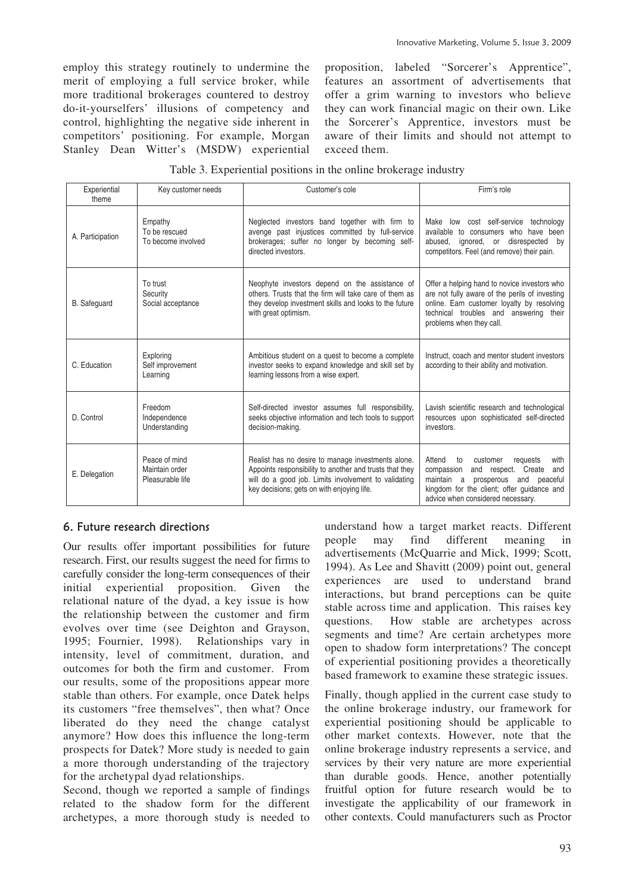employ this strategy routinely to undermine the merit of employing a full service broker, while more traditional brokerages countered to destroy do-it-yourselfers' illusions of competency and control, highlighting the negative side inherent in competitors' positioning. For example, Morgan Stanley Dean Witter's (MSDW) experiential proposition, labeled "Sorcerer's Apprentice", features an assortment of advertisements that offer a grim warning to investors who believe they can work financial magic on their own. Like the Sorcerer's Apprentice, investors must be aware of their limits and should not attempt to exceed them.

Table 3. Experiential positions in the online brokerage industry

| Experiential theme | Key customer needs | Customer's cole | Firm's role |
|---|---|---|---|
| A. Participation | Empathy<br>To be rescued<br>To become involved | Neglected investors band together with firm to avenge past injustices committed by full-service brokerages; suffer no longer by becoming self-directed investors. | Make low cost self-service technology available to consumers who have been abused, ignored, or disrespected by competitors. Feel (and remove) their pain. |
| B. Safeguard | To trust<br>Security<br>Social acceptance | Neophyte investors depend on the assistance of others. Trusts that the firm will take care of them as they develop investment skills and looks to the future with great optimism. | Offer a helping hand to novice investors who are not fully aware of the perils of investing online. Earn customer loyalty by resolving technical troubles and answering their problems when they call. |
| C. Education | Exploring<br>Self improvement<br>Learning | Ambitious student on a quest to become a complete investor seeks to expand knowledge and skill set by learning lessons from a wise expert. | Instruct, coach and mentor student investors according to their ability and motivation. |
| D. Control | Freedom<br>Independence<br>Understanding | Self-directed investor assumes full responsibility, seeks objective information and tech tools to support decision-making. | Lavish scientific research and technological resources upon sophisticated self-directed investors. |
| E. Delegation | Peace of mind<br>Maintain order<br>Pleasurable life | Realist has no desire to manage investments alone. Appoints responsibility to another and trusts that they will do a good job. Limits involvement to validating key decisions; gets on with enjoying life. | Attend to customer requests with compassion and respect. Create and maintain a prosperous and peaceful kingdom for the client; offer guidance and advice when considered necessary. |

## 6. Future research directions

Our results offer important possibilities for future research. First, our results suggest the need for firms to carefully consider the long-term consequences of their initial experiential proposition. Given the relational nature of the dyad, a key issue is how the relationship between the customer and firm evolves over time (see Deighton and Grayson, 1995; Fournier, 1998). Relationships vary in intensity, level of commitment, duration, and outcomes for both the firm and customer. From our results, some of the propositions appear more stable than others. For example, once Datek helps its customers "free themselves", then what? Once liberated do they need the change catalyst anymore? How does this influence the long-term prospects for Datek? More study is needed to gain a more thorough understanding of the trajectory for the archetypal dyad relationships.

Second, though we reported a sample of findings related to the shadow form for the different archetypes, a more thorough study is needed to understand how a target market reacts. Different people may find different meaning in advertisements (McQuarrie and Mick, 1999; Scott, 1994). As Lee and Shavitt (2009) point out, general experiences are used to understand brand interactions, but brand perceptions can be quite stable across time and application. This raises key questions. How stable are archetypes across segments and time? Are certain archetypes more open to shadow form interpretations? The concept of experiential positioning provides a theoretically based framework to examine these strategic issues.

Finally, though applied in the current case study to the online brokerage industry, our framework for experiential positioning should be applicable to other market contexts. However, note that the online brokerage industry represents a service, and services by their very nature are more experiential than durable goods. Hence, another potentially fruitful option for future research would be to investigate the applicability of our framework in other contexts. Could manufacturers such as Proctor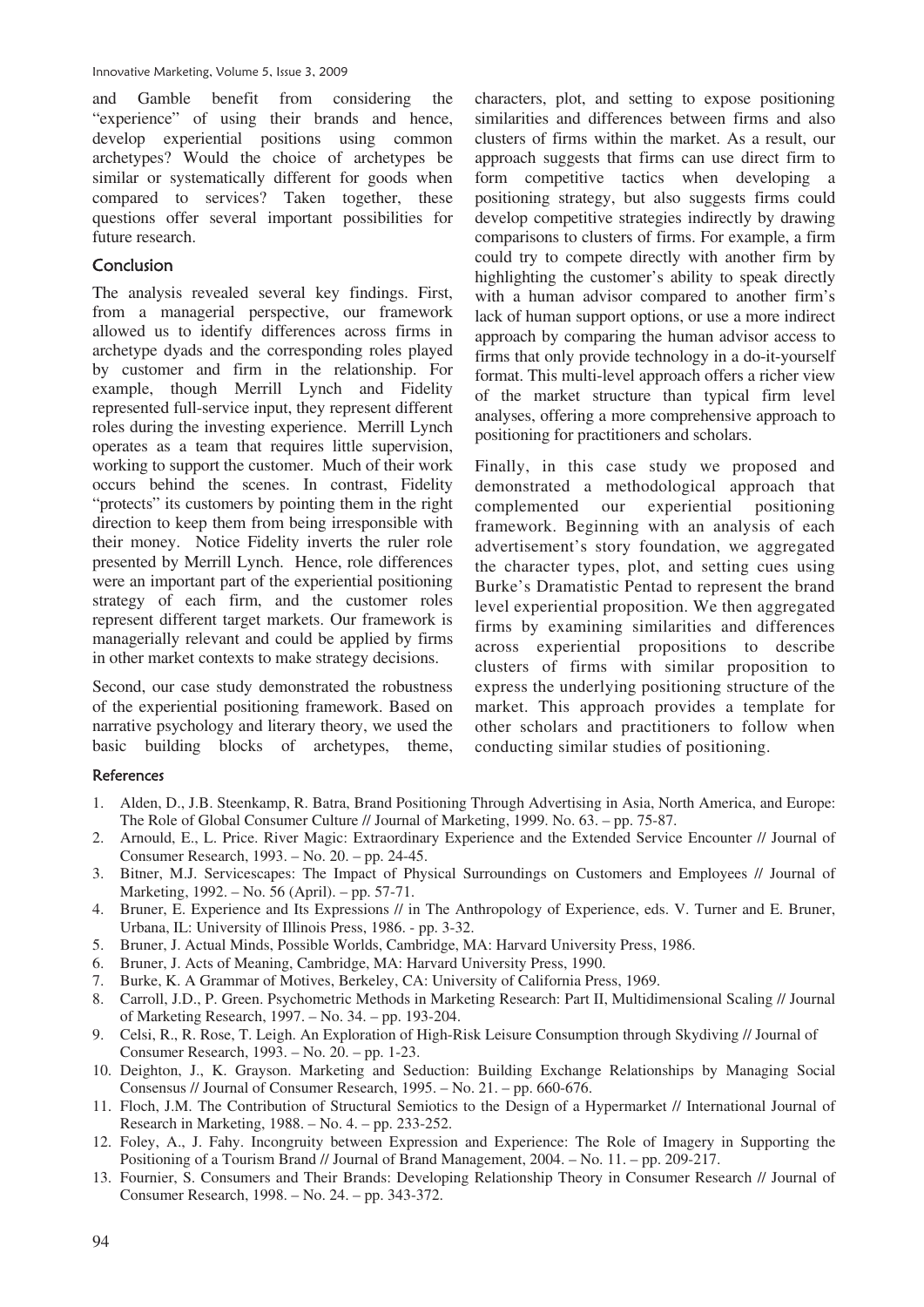and Gamble benefit from considering the "experience" of using their brands and hence, develop experiential positions using common archetypes? Would the choice of archetypes be similar or systematically different for goods when compared to services? Taken together, these questions offer several important possibilities for future research.

## Conclusion

The analysis revealed several key findings. First, from a managerial perspective, our framework allowed us to identify differences across firms in archetype dyads and the corresponding roles played by customer and firm in the relationship. For example, though Merrill Lynch and Fidelity represented full-service input, they represent different roles during the investing experience. Merrill Lynch operates as a team that requires little supervision, working to support the customer. Much of their work occurs behind the scenes. In contrast, Fidelity "protects" its customers by pointing them in the right direction to keep them from being irresponsible with their money. Notice Fidelity inverts the ruler role presented by Merrill Lynch. Hence, role differences were an important part of the experiential positioning strategy of each firm, and the customer roles represent different target markets. Our framework is managerially relevant and could be applied by firms in other market contexts to make strategy decisions.

Second, our case study demonstrated the robustness of the experiential positioning framework. Based on narrative psychology and literary theory, we used the basic building blocks of archetypes, theme, characters, plot, and setting to expose positioning similarities and differences between firms and also clusters of firms within the market. As a result, our approach suggests that firms can use direct firm to form competitive tactics when developing a positioning strategy, but also suggests firms could develop competitive strategies indirectly by drawing comparisons to clusters of firms. For example, a firm could try to compete directly with another firm by highlighting the customer's ability to speak directly with a human advisor compared to another firm's lack of human support options, or use a more indirect approach by comparing the human advisor access to firms that only provide technology in a do-it-yourself format. This multi-level approach offers a richer view of the market structure than typical firm level analyses, offering a more comprehensive approach to positioning for practitioners and scholars.

Finally, in this case study we proposed and demonstrated a methodological approach that complemented our experiential positioning framework. Beginning with an analysis of each advertisement's story foundation, we aggregated the character types, plot, and setting cues using Burke's Dramatistic Pentad to represent the brand level experiential proposition. We then aggregated firms by examining similarities and differences across experiential propositions to describe clusters of firms with similar proposition to express the underlying positioning structure of the market. This approach provides a template for other scholars and practitioners to follow when conducting similar studies of positioning.

## References

1. Alden, D., J.B. Steenkamp, R. Batra, Brand Positioning Through Advertising in Asia, North America, and Europe: The Role of Global Consumer Culture // Journal of Marketing, 1999. No. 63. – pp. 75-87.
2. Arnould, E., L. Price. River Magic: Extraordinary Experience and the Extended Service Encounter // Journal of Consumer Research, 1993. – No. 20. – pp. 24-45.
3. Bitner, M.J. Servicescapes: The Impact of Physical Surroundings on Customers and Employees // Journal of Marketing, 1992. – No. 56 (April). – pp. 57-71.
4. Bruner, E. Experience and Its Expressions // in The Anthropology of Experience, eds. V. Turner and E. Bruner, Urbana, IL: University of Illinois Press, 1986. - pp. 3-32.
5. Bruner, J. Actual Minds, Possible Worlds, Cambridge, MA: Harvard University Press, 1986.
6. Bruner, J. Acts of Meaning, Cambridge, MA: Harvard University Press, 1990.
7. Burke, K. A Grammar of Motives, Berkeley, CA: University of California Press, 1969.
8. Carroll, J.D., P. Green. Psychometric Methods in Marketing Research: Part II, Multidimensional Scaling // Journal of Marketing Research, 1997. – No. 34. – pp. 193-204.
9. Celsi, R., R. Rose, T. Leigh. An Exploration of High-Risk Leisure Consumption through Skydiving // Journal of Consumer Research, 1993. – No. 20. – pp. 1-23.
10. Deighton, J., K. Grayson. Marketing and Seduction: Building Exchange Relationships by Managing Social Consensus // Journal of Consumer Research, 1995. – No. 21. – pp. 660-676.
11. Floch, J.M. The Contribution of Structural Semiotics to the Design of a Hypermarket // International Journal of Research in Marketing, 1988. – No. 4. – pp. 233-252.
12. Foley, A., J. Fahy. Incongruity between Expression and Experience: The Role of Imagery in Supporting the Positioning of a Tourism Brand // Journal of Brand Management, 2004. – No. 11. – pp. 209-217.
13. Fournier, S. Consumers and Their Brands: Developing Relationship Theory in Consumer Research // Journal of Consumer Research, 1998. – No. 24. – pp. 343-372.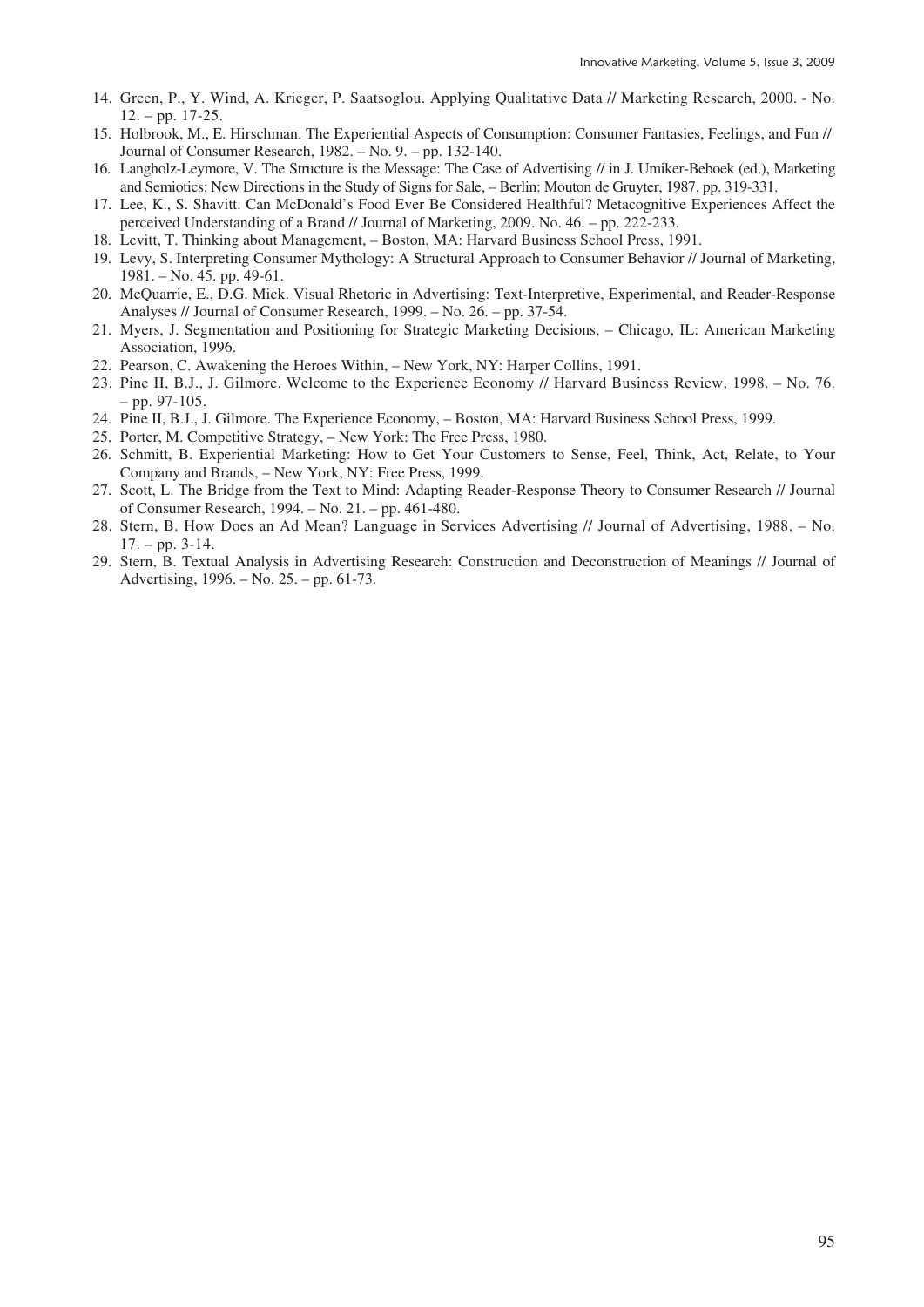14. Green, P., Y. Wind, A. Krieger, P. Saatsoglou. Applying Qualitative Data // Marketing Research, 2000. - No. 12. – pp. 17-25.
15. Holbrook, M., E. Hirschman. The Experiential Aspects of Consumption: Consumer Fantasies, Feelings, and Fun // Journal of Consumer Research, 1982. – No. 9. – pp. 132-140.
16. Langholz-Leymore, V. The Structure is the Message: The Case of Advertising // in J. Umiker-Beboek (ed.), Marketing and Semiotics: New Directions in the Study of Signs for Sale, – Berlin: Mouton de Gruyter, 1987. pp. 319-331.
17. Lee, K., S. Shavitt. Can McDonald's Food Ever Be Considered Healthful? Metacognitive Experiences Affect the perceived Understanding of a Brand // Journal of Marketing, 2009. No. 46. – pp. 222-233.
18. Levitt, T. Thinking about Management, – Boston, MA: Harvard Business School Press, 1991.
19. Levy, S. Interpreting Consumer Mythology: A Structural Approach to Consumer Behavior // Journal of Marketing, 1981. – No. 45. pp. 49-61.
20. McQuarrie, E., D.G. Mick. Visual Rhetoric in Advertising: Text-Interpretive, Experimental, and Reader-Response Analyses // Journal of Consumer Research, 1999. – No. 26. – pp. 37-54.
21. Myers, J. Segmentation and Positioning for Strategic Marketing Decisions, – Chicago, IL: American Marketing Association, 1996.
22. Pearson, C. Awakening the Heroes Within, – New York, NY: Harper Collins, 1991.
23. Pine II, B.J., J. Gilmore. Welcome to the Experience Economy // Harvard Business Review, 1998. – No. 76. – pp. 97-105.
24. Pine II, B.J., J. Gilmore. The Experience Economy, – Boston, MA: Harvard Business School Press, 1999.
25. Porter, M. Competitive Strategy, – New York: The Free Press, 1980.
26. Schmitt, B. Experiential Marketing: How to Get Your Customers to Sense, Feel, Think, Act, Relate, to Your Company and Brands, – New York, NY: Free Press, 1999.
27. Scott, L. The Bridge from the Text to Mind: Adapting Reader-Response Theory to Consumer Research // Journal of Consumer Research, 1994. – No. 21. – pp. 461-480.
28. Stern, B. How Does an Ad Mean? Language in Services Advertising // Journal of Advertising, 1988. – No. 17. – pp. 3-14.
29. Stern, B. Textual Analysis in Advertising Research: Construction and Deconstruction of Meanings // Journal of Advertising, 1996. – No. 25. – pp. 61-73.